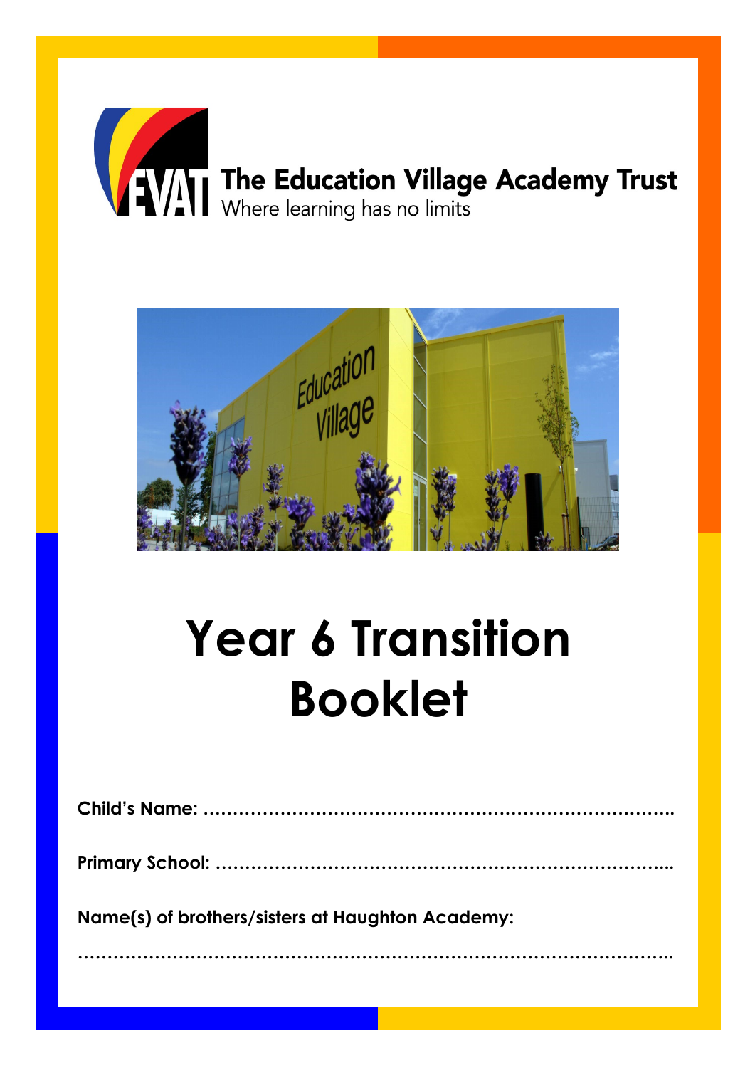The Education Village Academy Trust
Where learning has no limits

# Year 6 Transition Booklet

**Child's Name:** ……………………………………………………………………..

**Primary School:** ……………………………………………………………………..

**Name(s) of brothers/sisters at Haughton Academy:**

……………………………………………………………………………………………..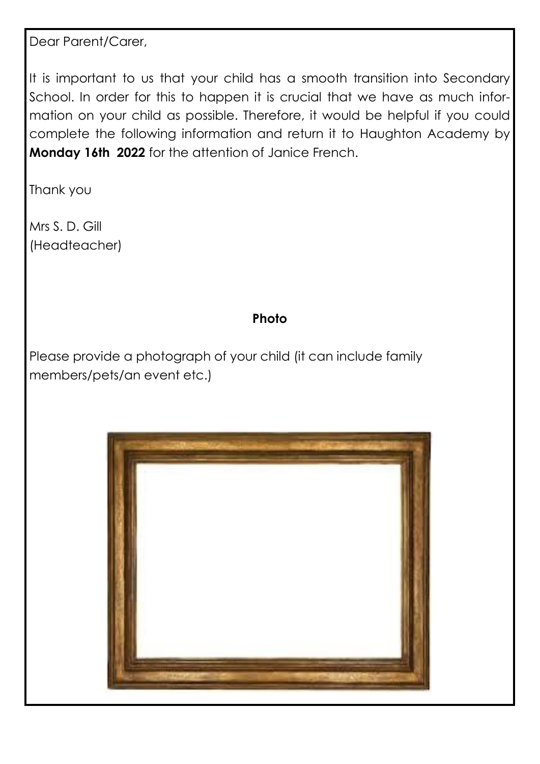Dear Parent/Carer,

It is important to us that your child has a smooth transition into Secondary School. In order for this to happen it is crucial that we have as much information on your child as possible. Therefore, it would be helpful if you could complete the following information and return it to Haughton Academy by **Monday 16th 2022** for the attention of Janice French.

Thank you

Mrs S. D. Gill
(Headteacher)

**Photo**

Please provide a photograph of your child (it can include family members/pets/an event etc.)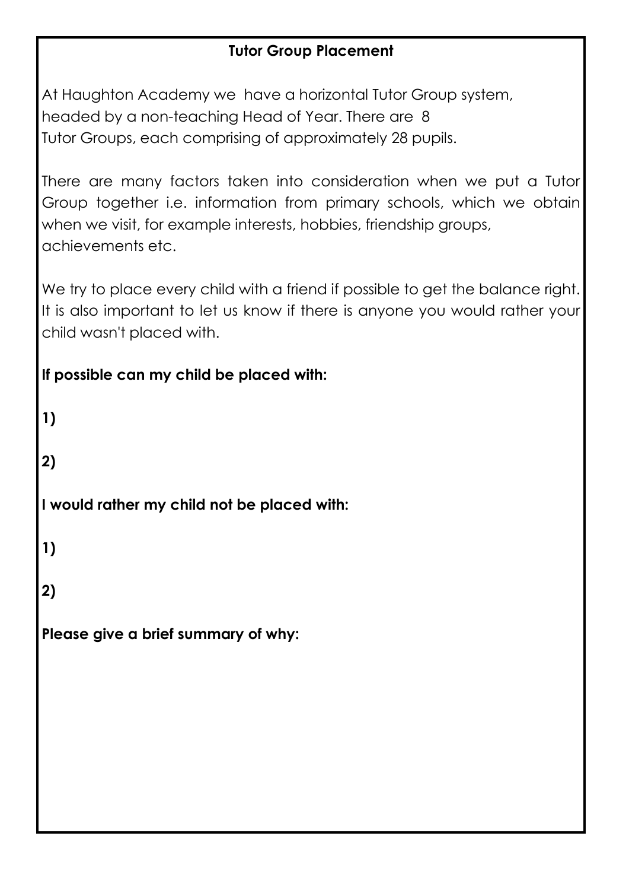## Tutor Group Placement

At Haughton Academy we have a horizontal Tutor Group system, headed by a non-teaching Head of Year. There are 8 Tutor Groups, each comprising of approximately 28 pupils.

There are many factors taken into consideration when we put a Tutor Group together i.e. information from primary schools, which we obtain when we visit, for example interests, hobbies, friendship groups, achievements etc.

We try to place every child with a friend if possible to get the balance right. It is also important to let us know if there is anyone you would rather your child wasn't placed with.

**If possible can my child be placed with:**

**1)**

**2)**

**I would rather my child not be placed with:**

**1)**

**2)**

**Please give a brief summary of why:**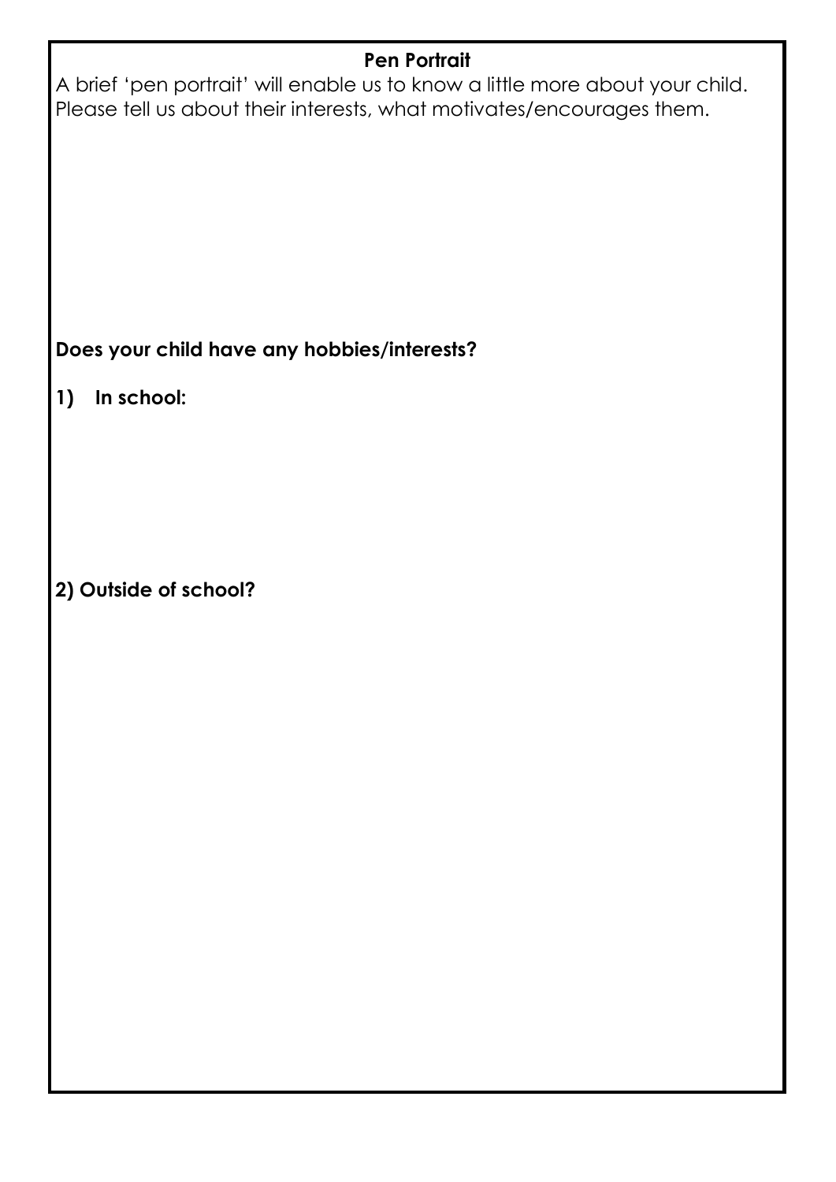## Pen Portrait

A brief 'pen portrait' will enable us to know a little more about your child. Please tell us about their interests, what motivates/encourages them.

**Does your child have any hobbies/interests?**

**1) In school:**

**2) Outside of school?**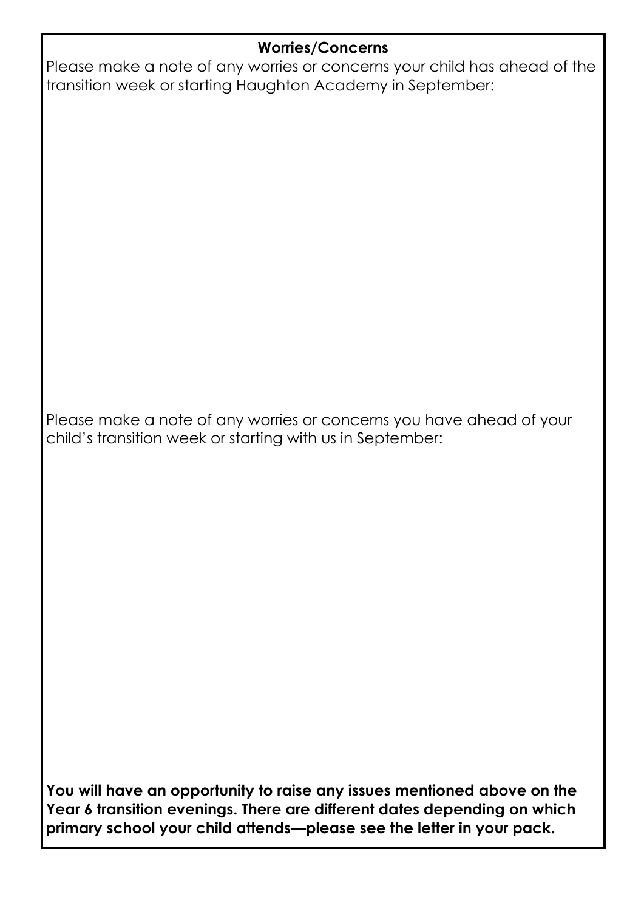## Worries/Concerns

Please make a note of any worries or concerns your child has ahead of the transition week or starting Haughton Academy in September:

Please make a note of any worries or concerns you have ahead of your child's transition week or starting with us in September:

**You will have an opportunity to raise any issues mentioned above on the Year 6 transition evenings. There are different dates depending on which primary school your child attends—please see the letter in your pack.**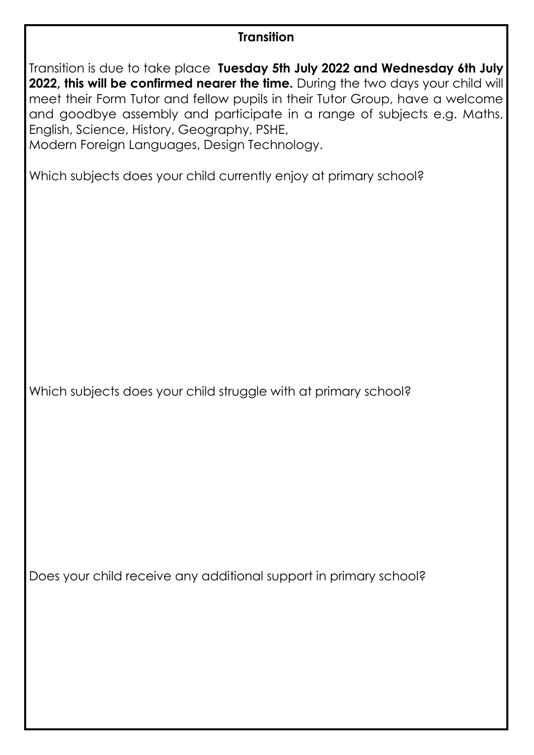## Transition

Transition is due to take place **Tuesday 5th July 2022 and Wednesday 6th July 2022, this will be confirmed nearer the time.** During the two days your child will meet their Form Tutor and fellow pupils in their Tutor Group, have a welcome and goodbye assembly and participate in a range of subjects e.g. Maths, English, Science, History, Geography, PSHE, Modern Foreign Languages, Design Technology.

Which subjects does your child currently enjoy at primary school?

Which subjects does your child struggle with at primary school?

Does your child receive any additional support in primary school?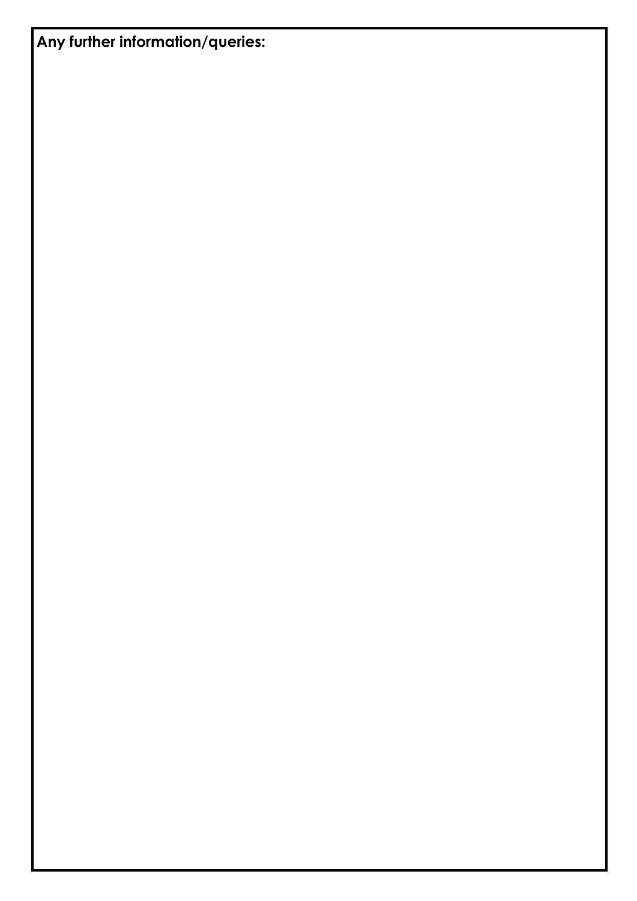**Any further information/queries:**